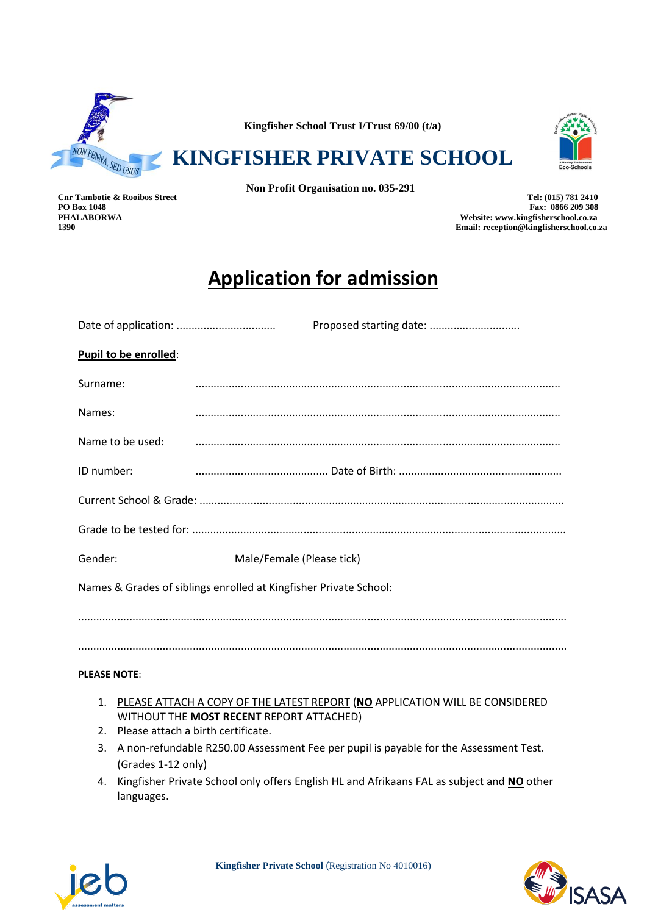Kingfisher School Trust I/Trust 69/00 (t/a)

# KINGFISHER PRIVATE SCHOOL

**Non Profit Organisation no. 035-291**

**Cnr Tambotie & Rooibos Street**
**PO Box 1048**
**PHALABORWA**
**1390**

**Tel: (015) 781 2410**
**Fax: 0866 209 308**
**Website: www.kingfisherschool.co.za**
**Email: reception@kingfisherschool.co.za**

## Application for admission

Date of application: ................................ Proposed starting date: .............................

**Pupil to be enrolled**:

Surname: ......................................................................................................................

Names: ......................................................................................................................

Name to be used: ......................................................................................................................

ID number: ........................................... Date of Birth: .....................................................

Current School & Grade: ......................................................................................................................

Grade to be tested for: ......................................................................................................................

Gender: Male/Female (Please tick)

Names & Grades of siblings enrolled at Kingfisher Private School:

......................................................................................................................................................

......................................................................................................................................................

**PLEASE NOTE**:

1. PLEASE ATTACH A COPY OF THE LATEST REPORT (**NO** APPLICATION WILL BE CONSIDERED WITHOUT THE **MOST RECENT** REPORT ATTACHED)
2. Please attach a birth certificate.
3. A non-refundable R250.00 Assessment Fee per pupil is payable for the Assessment Test. (Grades 1-12 only)
4. Kingfisher Private School only offers English HL and Afrikaans FAL as subject and **NO** other languages.

**Kingfisher Private School** (Registration No 4010016)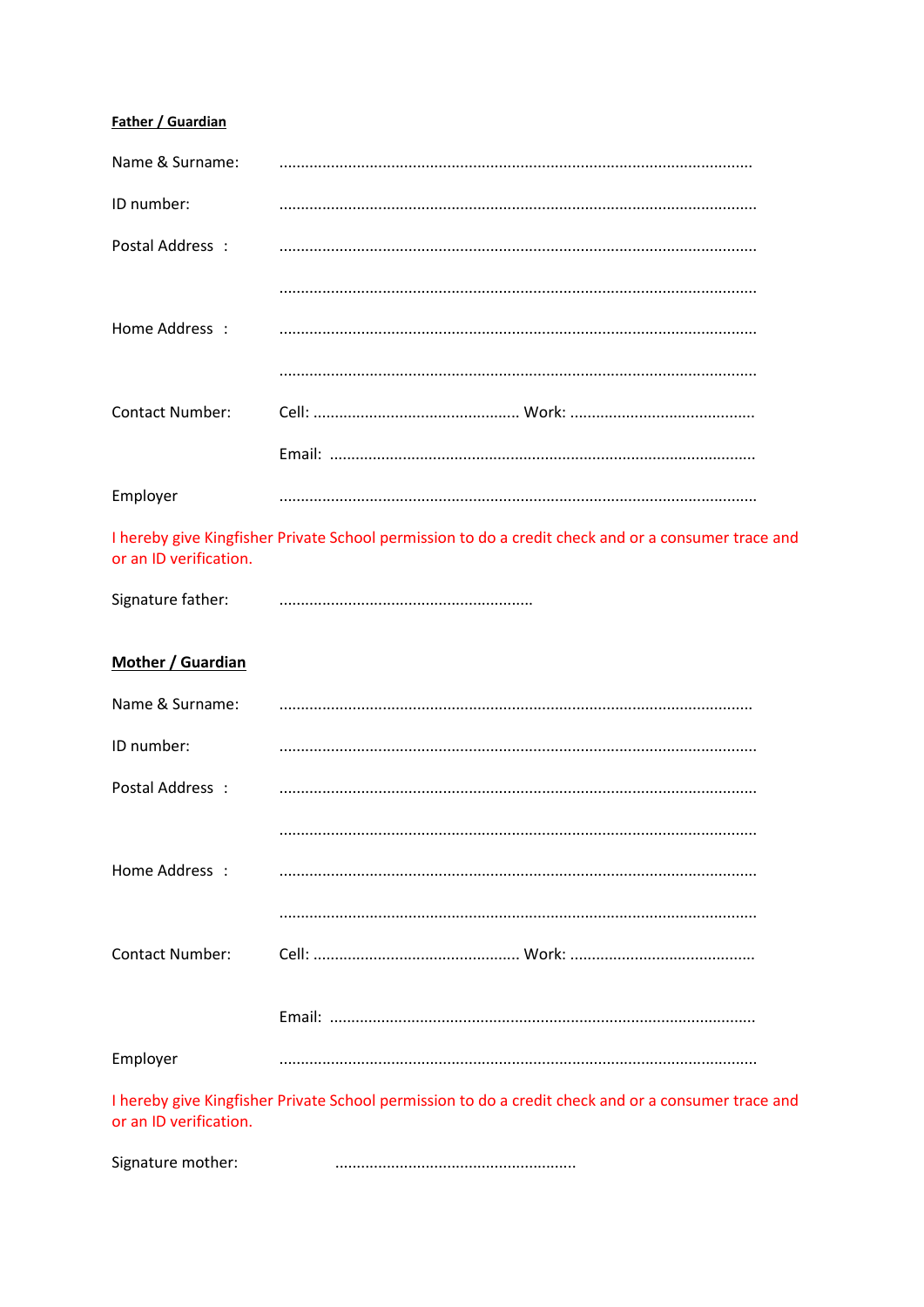**Father / Guardian**

Name & Surname: ............................................................................................................

ID number: ............................................................................................................

Postal Address : ............................................................................................................

............................................................................................................

Home Address : ............................................................................................................

............................................................................................................

Contact Number: Cell: ............................................... Work: ...........................................

Email: ..................................................................................................

Employer ............................................................................................................

I hereby give Kingfisher Private School permission to do a credit check and or a consumer trace and or an ID verification.

Signature father: ..........................................................

**Mother / Guardian**

Name & Surname: ............................................................................................................

ID number: ............................................................................................................

Postal Address : ............................................................................................................

............................................................................................................

Home Address : ............................................................................................................

............................................................................................................

Contact Number: Cell: ............................................... Work: ...........................................

Email: ..................................................................................................

Employer ............................................................................................................

I hereby give Kingfisher Private School permission to do a credit check and or a consumer trace and or an ID verification.

Signature mother: .......................................................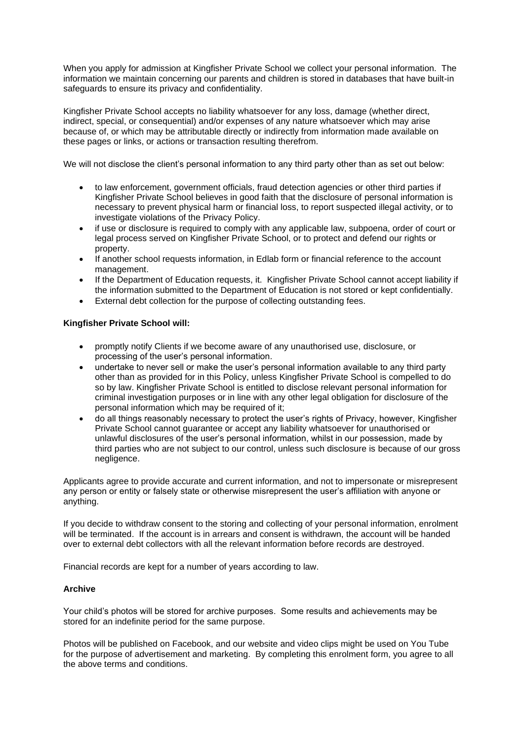When you apply for admission at Kingfisher Private School we collect your personal information. The information we maintain concerning our parents and children is stored in databases that have built-in safeguards to ensure its privacy and confidentiality.

Kingfisher Private School accepts no liability whatsoever for any loss, damage (whether direct, indirect, special, or consequential) and/or expenses of any nature whatsoever which may arise because of, or which may be attributable directly or indirectly from information made available on these pages or links, or actions or transaction resulting therefrom.

We will not disclose the client's personal information to any third party other than as set out below:

- to law enforcement, government officials, fraud detection agencies or other third parties if Kingfisher Private School believes in good faith that the disclosure of personal information is necessary to prevent physical harm or financial loss, to report suspected illegal activity, or to investigate violations of the Privacy Policy.
- if use or disclosure is required to comply with any applicable law, subpoena, order of court or legal process served on Kingfisher Private School, or to protect and defend our rights or property.
- If another school requests information, in Edlab form or financial reference to the account management.
- If the Department of Education requests, it. Kingfisher Private School cannot accept liability if the information submitted to the Department of Education is not stored or kept confidentially.
- External debt collection for the purpose of collecting outstanding fees.

**Kingfisher Private School will:**

- promptly notify Clients if we become aware of any unauthorised use, disclosure, or processing of the user's personal information.
- undertake to never sell or make the user's personal information available to any third party other than as provided for in this Policy, unless Kingfisher Private School is compelled to do so by law. Kingfisher Private School is entitled to disclose relevant personal information for criminal investigation purposes or in line with any other legal obligation for disclosure of the personal information which may be required of it;
- do all things reasonably necessary to protect the user's rights of Privacy, however, Kingfisher Private School cannot guarantee or accept any liability whatsoever for unauthorised or unlawful disclosures of the user's personal information, whilst in our possession, made by third parties who are not subject to our control, unless such disclosure is because of our gross negligence.

Applicants agree to provide accurate and current information, and not to impersonate or misrepresent any person or entity or falsely state or otherwise misrepresent the user's affiliation with anyone or anything.

If you decide to withdraw consent to the storing and collecting of your personal information, enrolment will be terminated. If the account is in arrears and consent is withdrawn, the account will be handed over to external debt collectors with all the relevant information before records are destroyed.

Financial records are kept for a number of years according to law.

**Archive**

Your child's photos will be stored for archive purposes. Some results and achievements may be stored for an indefinite period for the same purpose.

Photos will be published on Facebook, and our website and video clips might be used on You Tube for the purpose of advertisement and marketing. By completing this enrolment form, you agree to all the above terms and conditions.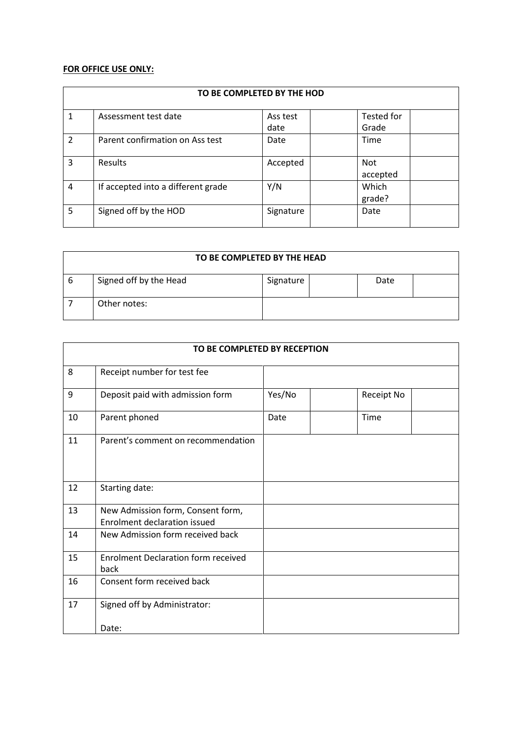**FOR OFFICE USE ONLY:**

| TO BE COMPLETED BY THE HOD | | | | | |
|---|---|---|---|---|---|
| 1 | Assessment test date | Ass test date | | Tested for Grade | |
| 2 | Parent confirmation on Ass test | Date | | Time | |
| 3 | Results | Accepted | | Not accepted | |
| 4 | If accepted into a different grade | Y/N | | Which grade? | |
| 5 | Signed off by the HOD | Signature | | Date | |

| TO BE COMPLETED BY THE HEAD | | | | | |
|---|---|---|---|---|---|
| 6 | Signed off by the Head | Signature | | Date | |
| 7 | Other notes: | | | | |

| TO BE COMPLETED BY RECEPTION | | | | | |
|---|---|---|---|---|---|
| 8 | Receipt number for test fee | | | | |
| 9 | Deposit paid with admission form | Yes/No | | Receipt No | |
| 10 | Parent phoned | Date | | Time | |
| 11 | Parent's comment on recommendation | | | | |
| 12 | Starting date: | | | | |
| 13 | New Admission form, Consent form, Enrolment declaration issued | | | | |
| 14 | New Admission form received back | | | | |
| 15 | Enrolment Declaration form received back | | | | |
| 16 | Consent form received back | | | | |
| 17 | Signed off by Administrator:<br><br>Date: | | | | |